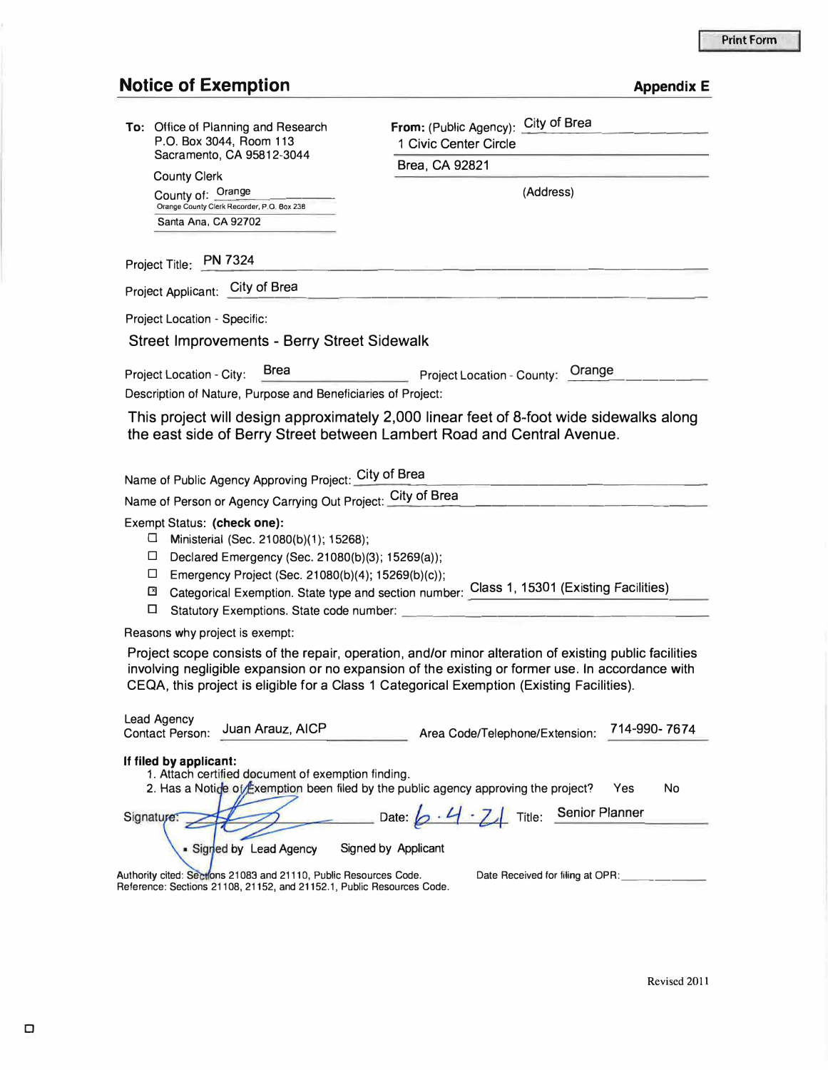Print Form

## Notice of Exemption

**Appendix E**

**To:** Office of Planning and Research
P.O. Box 3044, Room 113
Sacramento, CA 95812-3044

County Clerk
County of: Orange
Orange County Clerk Recorder, P.O. Box 238
Santa Ana, CA 92702

**From:** (Public Agency): City of Brea
1 Civic Center Circle
Brea, CA 92821
(Address)

Project Title: PN 7324

Project Applicant: City of Brea

Project Location - Specific:

Street Improvements - Berry Street Sidewalk

Project Location - City: Brea Project Location - County: Orange

Description of Nature, Purpose and Beneficiaries of Project:

This project will design approximately 2,000 linear feet of 8-foot wide sidewalks along the east side of Berry Street between Lambert Road and Central Avenue.

Name of Public Agency Approving Project: City of Brea

Name of Person or Agency Carrying Out Project: City of Brea

Exempt Status: **(check one):**

- ☐ Ministerial (Sec. 21080(b)(1); 15268);
- ☐ Declared Emergency (Sec. 21080(b)(3); 15269(a));
- ☐ Emergency Project (Sec. 21080(b)(4); 15269(b)(c));
- ☒ Categorical Exemption. State type and section number: Class 1, 15301 (Existing Facilities)
- ☐ Statutory Exemptions. State code number:

Reasons why project is exempt:

Project scope consists of the repair, operation, and/or minor alteration of existing public facilities involving negligible expansion or no expansion of the existing or former use. In accordance with CEQA, this project is eligible for a Class 1 Categorical Exemption (Existing Facilities).

Lead Agency Contact Person: Juan Arauz, AICP Area Code/Telephone/Extension: 714-990- 7674

**If filed by applicant:**

1. Attach certified document of exemption finding.
2. Has a Notice of Exemption been filed by the public agency approving the project? Yes No

Signature: [signature] Date: 6-4-21 Title: Senior Planner

- ■ Signed by Lead Agency
- Signed by Applicant

Authority cited: Sections 21083 and 21110, Public Resources Code.
Reference: Sections 21108, 21152, and 21152.1, Public Resources Code.

Date Received for filing at OPR: ______________

Revised 2011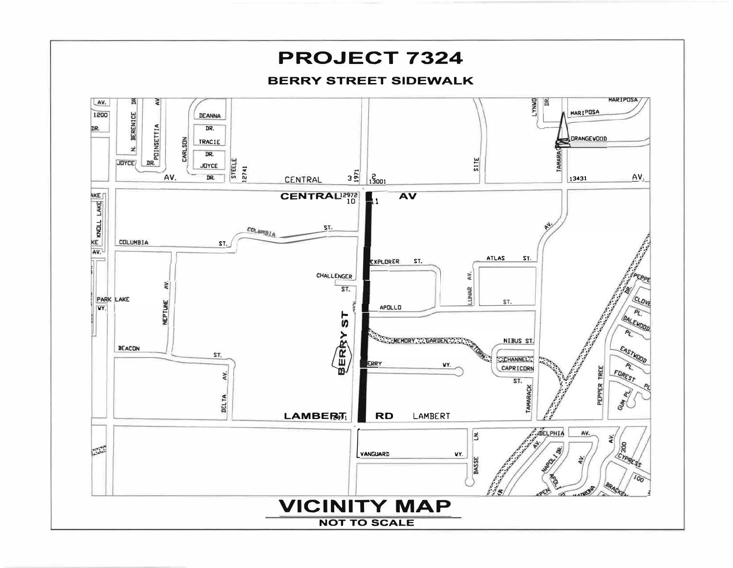# PROJECT 7324

## BERRY STREET SIDEWALK

AV.
1200
DR.
N. BERENICE DR
POINSETTIA AV
JOYCE
DR.
CARLSON
DEANNA
DR.
TRACIE
DR.
JOYCE
AV.
DR.
STEELE
12741
CENTRAL
3 1971
2 13001
LYNWOOD DR
MARIPOSA
MARIPOSA
ORANGEWOOD
TAMARACK
SITE
13431
AV.
CENTRAL 12972 10
11
AV
KNOLL LAKE
COLUMBIA
ST.
COLUMBIA
ST.
AV.
EXPLORER ST.
ATLAS ST.
CHALLENGER
ST.
LUNAR AV.
ST.
PARK LAKE
WY.
NEPTUNE AV.
APOLLO
BERRY ST
MEMORY GARDEN STORM CHANNEL
NIBUS ST.
PEPPER DR.
CLOVE PL.
DALEWOOD PL.
EASTWOOD PL.
FOREST PL.
GUM PL.
PEPPER TREE
BEACON
ST.
BERRY WY.
CAPRICORN
ST.
DELTA AV.
TAMARACK
AV.
LAMBERT 12971
RD
LAMBERT
DELPHIA
AV.
AV.
VANGUARD
WY.
BASSE LN.
NAPOLI DR.
AV.
AV.
CYPRESS
300
100
BRACKEN
MADRONA
ASPEN

## VICINITY MAP

NOT TO SCALE